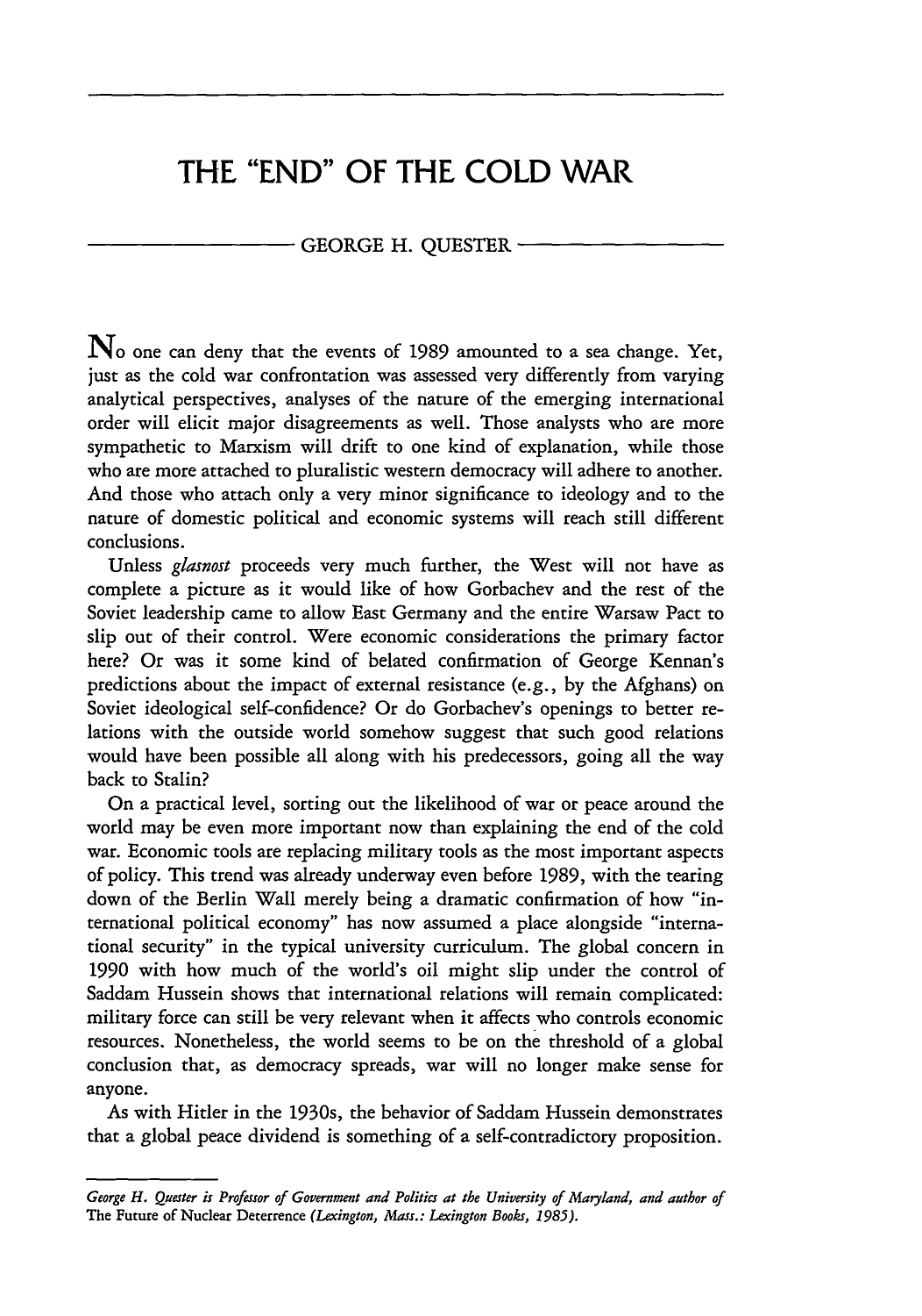# THE "END" OF THE COLD WAR

GEORGE H. QUESTER

No one can deny that the events of 1989 amounted to a sea change. Yet, just as the cold war confrontation was assessed very differently from varying analytical perspectives, analyses of the nature of the emerging international order will elicit major disagreements as well. Those analysts who are more sympathetic to Marxism will drift to one kind of explanation, while those who are more attached to pluralistic western democracy will adhere to another. And those who attach only a very minor significance to ideology and to the nature of domestic political and economic systems will reach still different conclusions.

Unless *glasnost* proceeds very much further, the West will not have as complete a picture as it would like of how Gorbachev and the rest of the Soviet leadership came to allow East Germany and the entire Warsaw Pact to slip out of their control. Were economic considerations the primary factor here? Or was it some kind of belated confirmation of George Kennan's predictions about the impact of external resistance (e.g., by the Afghans) on Soviet ideological self-confidence? Or do Gorbachev's openings to better relations with the outside world somehow suggest that such good relations would have been possible all along with his predecessors, going all the way back to Stalin?

On a practical level, sorting out the likelihood of war or peace around the world may be even more important now than explaining the end of the cold war. Economic tools are replacing military tools as the most important aspects of policy. This trend was already underway even before 1989, with the tearing down of the Berlin Wall merely being a dramatic confirmation of how "international political economy" has now assumed a place alongside "international security" in the typical university curriculum. The global concern in 1990 with how much of the world's oil might slip under the control of Saddam Hussein shows that international relations will remain complicated: military force can still be very relevant when it affects who controls economic resources. Nonetheless, the world seems to be on the threshold of a global conclusion that, as democracy spreads, war will no longer make sense for anyone.

As with Hitler in the 1930s, the behavior of Saddam Hussein demonstrates that a global peace dividend is something of a self-contradictory proposition.

---

*George H. Quester is Professor of Government and Politics at the University of Maryland, and author of* The Future of Nuclear Deterrence *(Lexington, Mass.: Lexington Books, 1985).*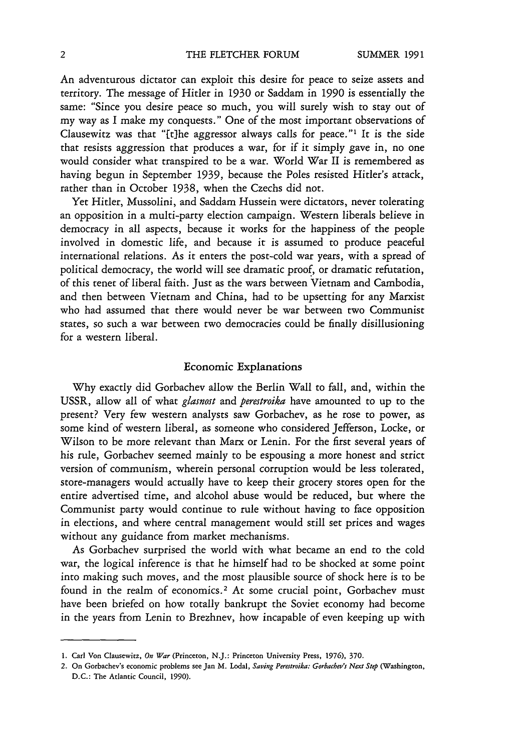An adventurous dictator can exploit this desire for peace to seize assets and territory. The message of Hitler in 1930 or Saddam in 1990 is essentially the same: "Since you desire peace so much, you will surely wish to stay out of my way as I make my conquests." One of the most important observations of Clausewitz was that "[t]he aggressor always calls for peace."[1] It is the side that resists aggression that produces a war, for if it simply gave in, no one would consider what transpired to be a war. World War II is remembered as having begun in September 1939, because the Poles resisted Hitler's attack, rather than in October 1938, when the Czechs did not.

Yet Hitler, Mussolini, and Saddam Hussein were dictators, never tolerating an opposition in a multi-party election campaign. Western liberals believe in democracy in all aspects, because it works for the happiness of the people involved in domestic life, and because it is assumed to produce peaceful international relations. As it enters the post-cold war years, with a spread of political democracy, the world will see dramatic proof, or dramatic refutation, of this tenet of liberal faith. Just as the wars between Vietnam and Cambodia, and then between Vietnam and China, had to be upsetting for any Marxist who had assumed that there would never be war between two Communist states, so such a war between two democracies could be finally disillusioning for a western liberal.

## Economic Explanations

Why exactly did Gorbachev allow the Berlin Wall to fall, and, within the USSR, allow all of what *glasnost* and *perestroika* have amounted to up to the present? Very few western analysts saw Gorbachev, as he rose to power, as some kind of western liberal, as someone who considered Jefferson, Locke, or Wilson to be more relevant than Marx or Lenin. For the first several years of his rule, Gorbachev seemed mainly to be espousing a more honest and strict version of communism, wherein personal corruption would be less tolerated, store-managers would actually have to keep their grocery stores open for the entire advertised time, and alcohol abuse would be reduced, but where the Communist party would continue to rule without having to face opposition in elections, and where central management would still set prices and wages without any guidance from market mechanisms.

As Gorbachev surprised the world with what became an end to the cold war, the logical inference is that he himself had to be shocked at some point into making such moves, and the most plausible source of shock here is to be found in the realm of economics.[2] At some crucial point, Gorbachev must have been briefed on how totally bankrupt the Soviet economy had become in the years from Lenin to Brezhnev, how incapable of even keeping up with

---

1. Carl Von Clausewitz, *On War* (Princeton, N.J.: Princeton University Press, 1976), 370.
2. On Gorbachev's economic problems see Jan M. Lodal, *Saving Perestroika: Gorbachev's Next Step* (Washington, D.C.: The Atlantic Council, 1990).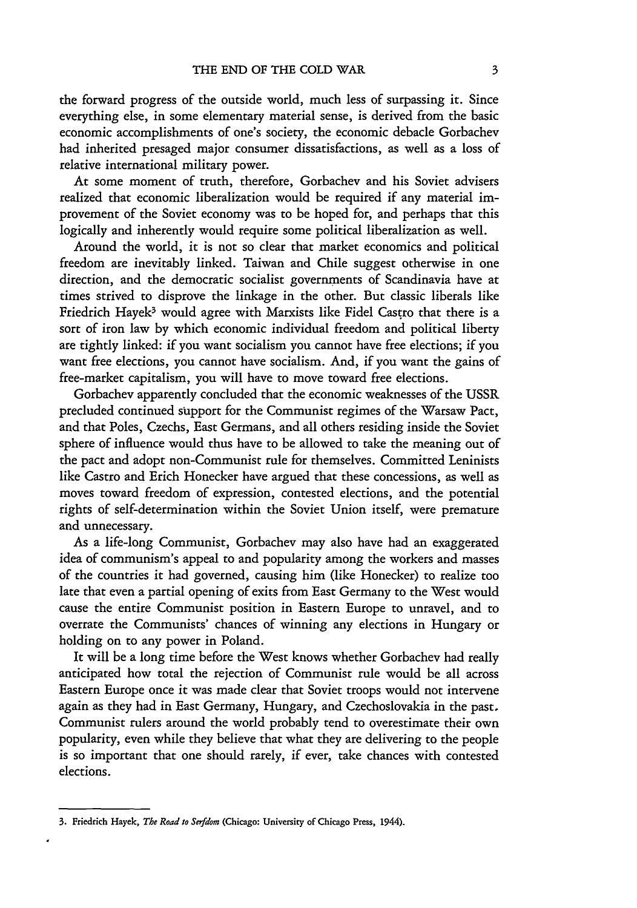the forward progress of the outside world, much less of surpassing it. Since everything else, in some elementary material sense, is derived from the basic economic accomplishments of one's society, the economic debacle Gorbachev had inherited presaged major consumer dissatisfactions, as well as a loss of relative international military power.

At some moment of truth, therefore, Gorbachev and his Soviet advisers realized that economic liberalization would be required if any material improvement of the Soviet economy was to be hoped for, and perhaps that this logically and inherently would require some political liberalization as well.

Around the world, it is not so clear that market economics and political freedom are inevitably linked. Taiwan and Chile suggest otherwise in one direction, and the democratic socialist governments of Scandinavia have at times strived to disprove the linkage in the other. But classic liberals like Friedrich Hayek[3] would agree with Marxists like Fidel Castro that there is a sort of iron law by which economic individual freedom and political liberty are tightly linked: if you want socialism you cannot have free elections; if you want free elections, you cannot have socialism. And, if you want the gains of free-market capitalism, you will have to move toward free elections.

Gorbachev apparently concluded that the economic weaknesses of the USSR precluded continued support for the Communist regimes of the Warsaw Pact, and that Poles, Czechs, East Germans, and all others residing inside the Soviet sphere of influence would thus have to be allowed to take the meaning out of the pact and adopt non-Communist rule for themselves. Committed Leninists like Castro and Erich Honecker have argued that these concessions, as well as moves toward freedom of expression, contested elections, and the potential rights of self-determination within the Soviet Union itself, were premature and unnecessary.

As a life-long Communist, Gorbachev may also have had an exaggerated idea of communism's appeal to and popularity among the workers and masses of the countries it had governed, causing him (like Honecker) to realize too late that even a partial opening of exits from East Germany to the West would cause the entire Communist position in Eastern Europe to unravel, and to overrate the Communists' chances of winning any elections in Hungary or holding on to any power in Poland.

It will be a long time before the West knows whether Gorbachev had really anticipated how total the rejection of Communist rule would be all across Eastern Europe once it was made clear that Soviet troops would not intervene again as they had in East Germany, Hungary, and Czechoslovakia in the past. Communist rulers around the world probably tend to overestimate their own popularity, even while they believe that what they are delivering to the people is so important that one should rarely, if ever, take chances with contested elections.

---

3. Friedrich Hayek, *The Road to Serfdom* (Chicago: University of Chicago Press, 1944).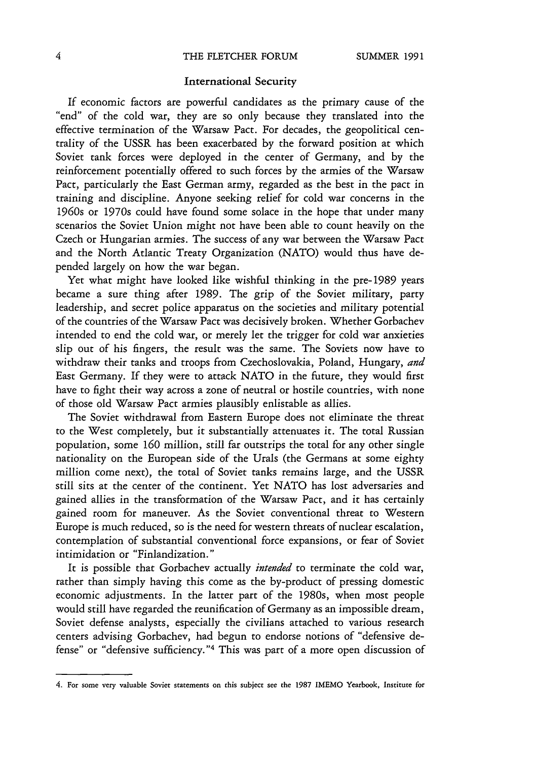## International Security

If economic factors are powerful candidates as the primary cause of the "end" of the cold war, they are so only because they translated into the effective termination of the Warsaw Pact. For decades, the geopolitical centrality of the USSR has been exacerbated by the forward position at which Soviet tank forces were deployed in the center of Germany, and by the reinforcement potentially offered to such forces by the armies of the Warsaw Pact, particularly the East German army, regarded as the best in the pact in training and discipline. Anyone seeking relief for cold war concerns in the 1960s or 1970s could have found some solace in the hope that under many scenarios the Soviet Union might not have been able to count heavily on the Czech or Hungarian armies. The success of any war between the Warsaw Pact and the North Atlantic Treaty Organization (NATO) would thus have depended largely on how the war began.

Yet what might have looked like wishful thinking in the pre-1989 years became a sure thing after 1989. The grip of the Soviet military, party leadership, and secret police apparatus on the societies and military potential of the countries of the Warsaw Pact was decisively broken. Whether Gorbachev intended to end the cold war, or merely let the trigger for cold war anxieties slip out of his fingers, the result was the same. The Soviets now have to withdraw their tanks and troops from Czechoslovakia, Poland, Hungary, *and* East Germany. If they were to attack NATO in the future, they would first have to fight their way across a zone of neutral or hostile countries, with none of those old Warsaw Pact armies plausibly enlistable as allies.

The Soviet withdrawal from Eastern Europe does not eliminate the threat to the West completely, but it substantially attenuates it. The total Russian population, some 160 million, still far outstrips the total for any other single nationality on the European side of the Urals (the Germans at some eighty million come next), the total of Soviet tanks remains large, and the USSR still sits at the center of the continent. Yet NATO has lost adversaries and gained allies in the transformation of the Warsaw Pact, and it has certainly gained room for maneuver. As the Soviet conventional threat to Western Europe is much reduced, so is the need for western threats of nuclear escalation, contemplation of substantial conventional force expansions, or fear of Soviet intimidation or "Finlandization."

It is possible that Gorbachev actually *intended* to terminate the cold war, rather than simply having this come as the by-product of pressing domestic economic adjustments. In the latter part of the 1980s, when most people would still have regarded the reunification of Germany as an impossible dream, Soviet defense analysts, especially the civilians attached to various research centers advising Gorbachev, had begun to endorse notions of "defensive defense" or "defensive sufficiency."[4] This was part of a more open discussion of

---

4. For some very valuable Soviet statements on this subject see the 1987 IMEMO Yearbook, Institute for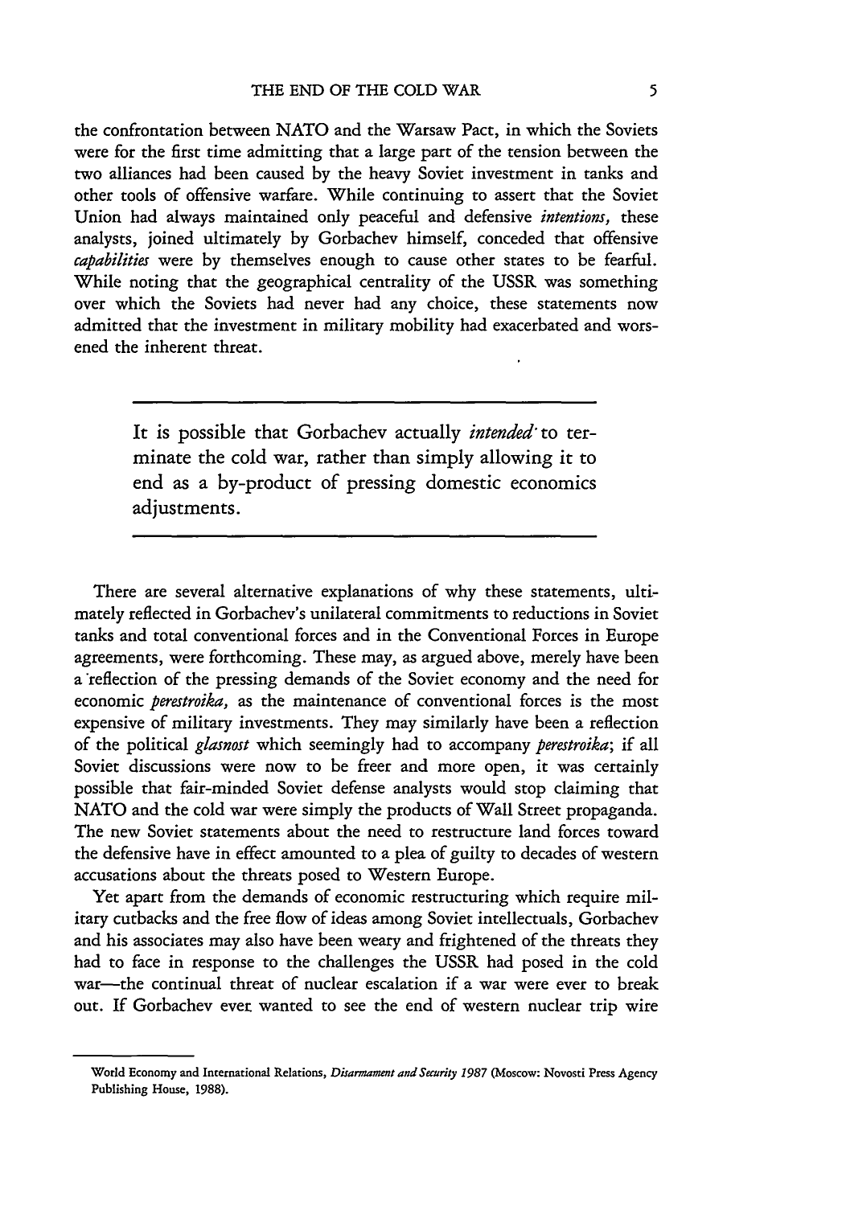the confrontation between NATO and the Warsaw Pact, in which the Soviets were for the first time admitting that a large part of the tension between the two alliances had been caused by the heavy Soviet investment in tanks and other tools of offensive warfare. While continuing to assert that the Soviet Union had always maintained only peaceful and defensive *intentions,* these analysts, joined ultimately by Gorbachev himself, conceded that offensive *capabilities* were by themselves enough to cause other states to be fearful. While noting that the geographical centrality of the USSR was something over which the Soviets had never had any choice, these statements now admitted that the investment in military mobility had exacerbated and worsened the inherent threat.

> It is possible that Gorbachev actually *intended* to terminate the cold war, rather than simply allowing it to end as a by-product of pressing domestic economics adjustments.

There are several alternative explanations of why these statements, ultimately reflected in Gorbachev's unilateral commitments to reductions in Soviet tanks and total conventional forces and in the Conventional Forces in Europe agreements, were forthcoming. These may, as argued above, merely have been a reflection of the pressing demands of the Soviet economy and the need for economic *perestroika,* as the maintenance of conventional forces is the most expensive of military investments. They may similarly have been a reflection of the political *glasnost* which seemingly had to accompany *perestroika*; if all Soviet discussions were now to be freer and more open, it was certainly possible that fair-minded Soviet defense analysts would stop claiming that NATO and the cold war were simply the products of Wall Street propaganda. The new Soviet statements about the need to restructure land forces toward the defensive have in effect amounted to a plea of guilty to decades of western accusations about the threats posed to Western Europe.

Yet apart from the demands of economic restructuring which require military cutbacks and the free flow of ideas among Soviet intellectuals, Gorbachev and his associates may also have been weary and frightened of the threats they had to face in response to the challenges the USSR had posed in the cold war—the continual threat of nuclear escalation if a war were ever to break out. If Gorbachev ever wanted to see the end of western nuclear trip wire

---

World Economy and International Relations, *Disarmament and Security 1987* (Moscow: Novosti Press Agency Publishing House, 1988).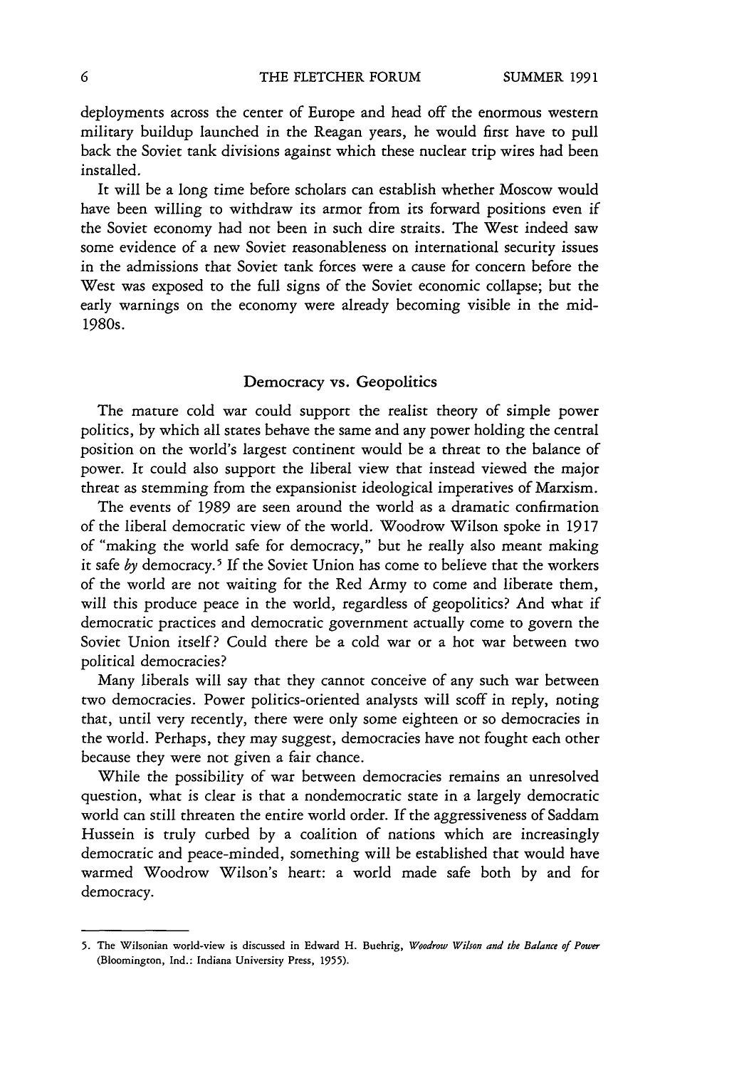deployments across the center of Europe and head off the enormous western military buildup launched in the Reagan years, he would first have to pull back the Soviet tank divisions against which these nuclear trip wires had been installed.

It will be a long time before scholars can establish whether Moscow would have been willing to withdraw its armor from its forward positions even if the Soviet economy had not been in such dire straits. The West indeed saw some evidence of a new Soviet reasonableness on international security issues in the admissions that Soviet tank forces were a cause for concern before the West was exposed to the full signs of the Soviet economic collapse; but the early warnings on the economy were already becoming visible in the mid-1980s.

## Democracy vs. Geopolitics

The mature cold war could support the realist theory of simple power politics, by which all states behave the same and any power holding the central position on the world's largest continent would be a threat to the balance of power. It could also support the liberal view that instead viewed the major threat as stemming from the expansionist ideological imperatives of Marxism.

The events of 1989 are seen around the world as a dramatic confirmation of the liberal democratic view of the world. Woodrow Wilson spoke in 1917 of "making the world safe for democracy," but he really also meant making it safe *by* democracy.[5] If the Soviet Union has come to believe that the workers of the world are not waiting for the Red Army to come and liberate them, will this produce peace in the world, regardless of geopolitics? And what if democratic practices and democratic government actually come to govern the Soviet Union itself? Could there be a cold war or a hot war between two political democracies?

Many liberals will say that they cannot conceive of any such war between two democracies. Power politics-oriented analysts will scoff in reply, noting that, until very recently, there were only some eighteen or so democracies in the world. Perhaps, they may suggest, democracies have not fought each other because they were not given a fair chance.

While the possibility of war between democracies remains an unresolved question, what is clear is that a nondemocratic state in a largely democratic world can still threaten the entire world order. If the aggressiveness of Saddam Hussein is truly curbed by a coalition of nations which are increasingly democratic and peace-minded, something will be established that would have warmed Woodrow Wilson's heart: a world made safe both by and for democracy.

---

5. The Wilsonian world-view is discussed in Edward H. Buehrig, *Woodrow Wilson and the Balance of Power* (Bloomington, Ind.: Indiana University Press, 1955).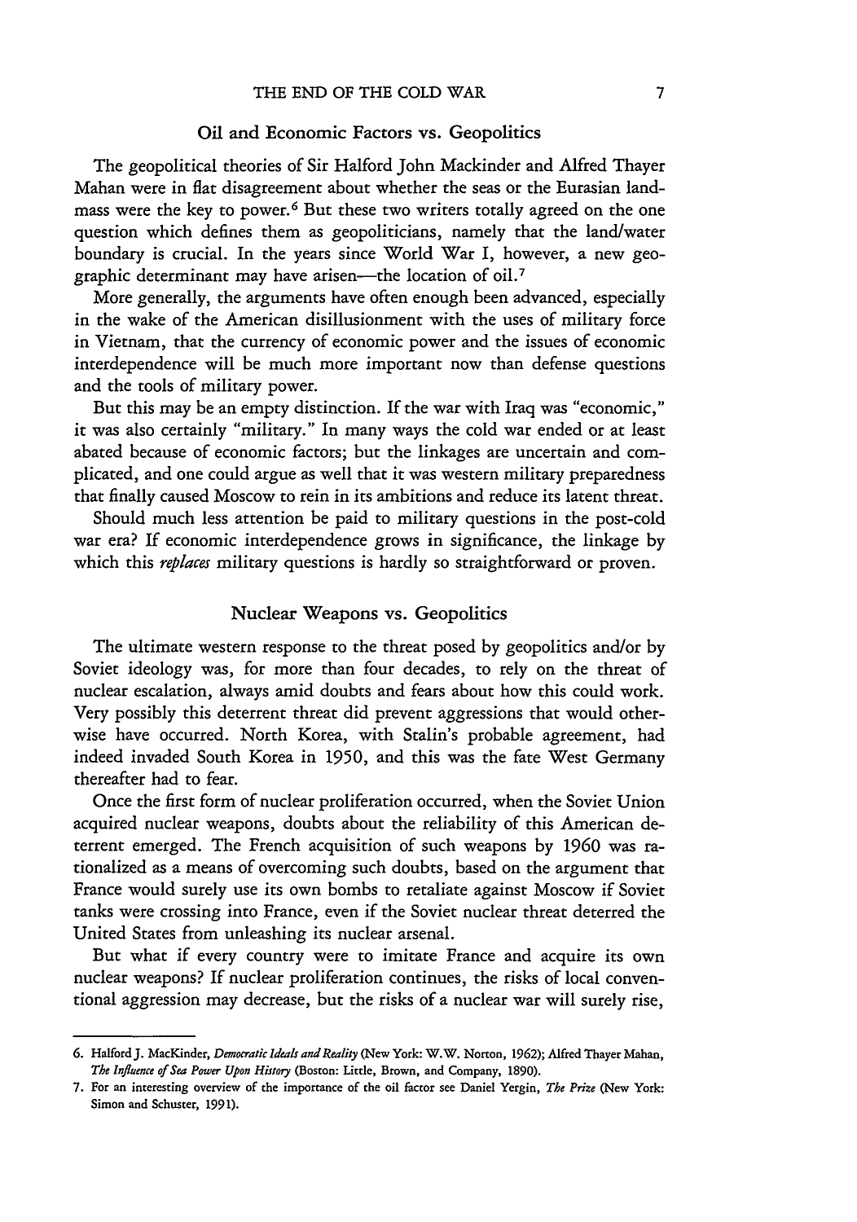## Oil and Economic Factors vs. Geopolitics

The geopolitical theories of Sir Halford John Mackinder and Alfred Thayer Mahan were in flat disagreement about whether the seas or the Eurasian landmass were the key to power.[6] But these two writers totally agreed on the one question which defines them as geopoliticians, namely that the land/water boundary is crucial. In the years since World War I, however, a new geographic determinant may have arisen—the location of oil.[7]

More generally, the arguments have often enough been advanced, especially in the wake of the American disillusionment with the uses of military force in Vietnam, that the currency of economic power and the issues of economic interdependence will be much more important now than defense questions and the tools of military power.

But this may be an empty distinction. If the war with Iraq was "economic," it was also certainly "military." In many ways the cold war ended or at least abated because of economic factors; but the linkages are uncertain and complicated, and one could argue as well that it was western military preparedness that finally caused Moscow to rein in its ambitions and reduce its latent threat.

Should much less attention be paid to military questions in the post-cold war era? If economic interdependence grows in significance, the linkage by which this *replaces* military questions is hardly so straightforward or proven.

## Nuclear Weapons vs. Geopolitics

The ultimate western response to the threat posed by geopolitics and/or by Soviet ideology was, for more than four decades, to rely on the threat of nuclear escalation, always amid doubts and fears about how this could work. Very possibly this deterrent threat did prevent aggressions that would otherwise have occurred. North Korea, with Stalin's probable agreement, had indeed invaded South Korea in 1950, and this was the fate West Germany thereafter had to fear.

Once the first form of nuclear proliferation occurred, when the Soviet Union acquired nuclear weapons, doubts about the reliability of this American deterrent emerged. The French acquisition of such weapons by 1960 was rationalized as a means of overcoming such doubts, based on the argument that France would surely use its own bombs to retaliate against Moscow if Soviet tanks were crossing into France, even if the Soviet nuclear threat deterred the United States from unleashing its nuclear arsenal.

But what if every country were to imitate France and acquire its own nuclear weapons? If nuclear proliferation continues, the risks of local conventional aggression may decrease, but the risks of a nuclear war will surely rise,

---

6. Halford J. MacKinder, *Democratic Ideals and Reality* (New York: W.W. Norton, 1962); Alfred Thayer Mahan, *The Influence of Sea Power Upon History* (Boston: Little, Brown, and Company, 1890).

7. For an interesting overview of the importance of the oil factor see Daniel Yergin, *The Prize* (New York: Simon and Schuster, 1991).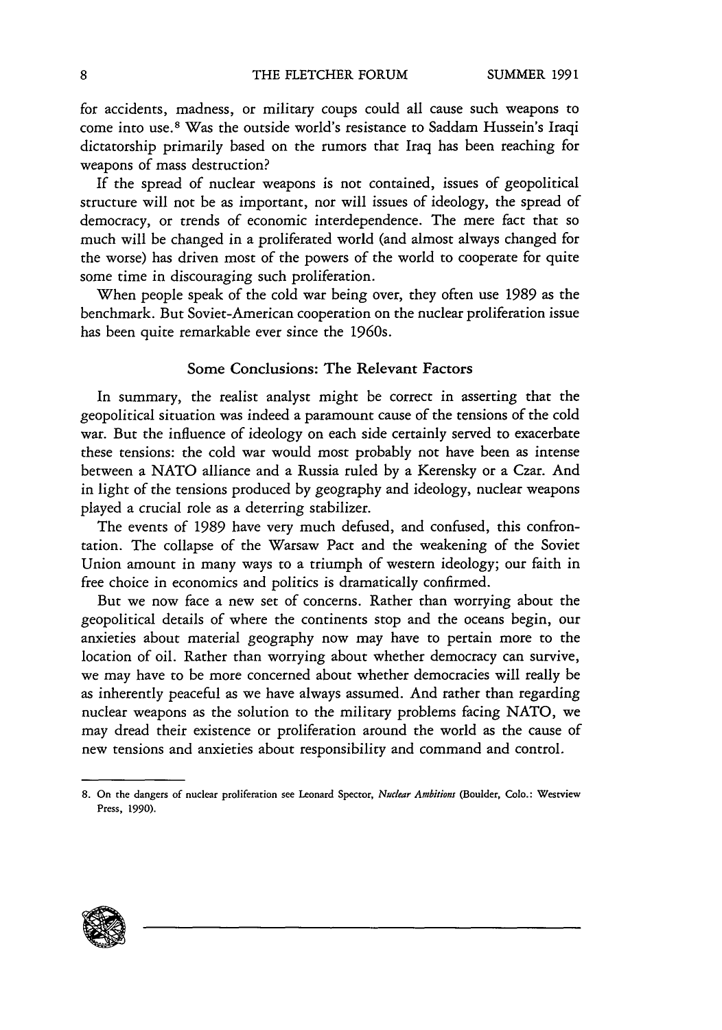for accidents, madness, or military coups could all cause such weapons to come into use.[8] Was the outside world's resistance to Saddam Hussein's Iraqi dictatorship primarily based on the rumors that Iraq has been reaching for weapons of mass destruction?

If the spread of nuclear weapons is not contained, issues of geopolitical structure will not be as important, nor will issues of ideology, the spread of democracy, or trends of economic interdependence. The mere fact that so much will be changed in a proliferated world (and almost always changed for the worse) has driven most of the powers of the world to cooperate for quite some time in discouraging such proliferation.

When people speak of the cold war being over, they often use 1989 as the benchmark. But Soviet-American cooperation on the nuclear proliferation issue has been quite remarkable ever since the 1960s.

## Some Conclusions: The Relevant Factors

In summary, the realist analyst might be correct in asserting that the geopolitical situation was indeed a paramount cause of the tensions of the cold war. But the influence of ideology on each side certainly served to exacerbate these tensions: the cold war would most probably not have been as intense between a NATO alliance and a Russia ruled by a Kerensky or a Czar. And in light of the tensions produced by geography and ideology, nuclear weapons played a crucial role as a deterring stabilizer.

The events of 1989 have very much defused, and confused, this confrontation. The collapse of the Warsaw Pact and the weakening of the Soviet Union amount in many ways to a triumph of western ideology; our faith in free choice in economics and politics is dramatically confirmed.

But we now face a new set of concerns. Rather than worrying about the geopolitical details of where the continents stop and the oceans begin, our anxieties about material geography now may have to pertain more to the location of oil. Rather than worrying about whether democracy can survive, we may have to be more concerned about whether democracies will really be as inherently peaceful as we have always assumed. And rather than regarding nuclear weapons as the solution to the military problems facing NATO, we may dread their existence or proliferation around the world as the cause of new tensions and anxieties about responsibility and command and control.

---

8. On the dangers of nuclear proliferation see Leonard Spector, *Nuclear Ambitions* (Boulder, Colo.: Westview Press, 1990).